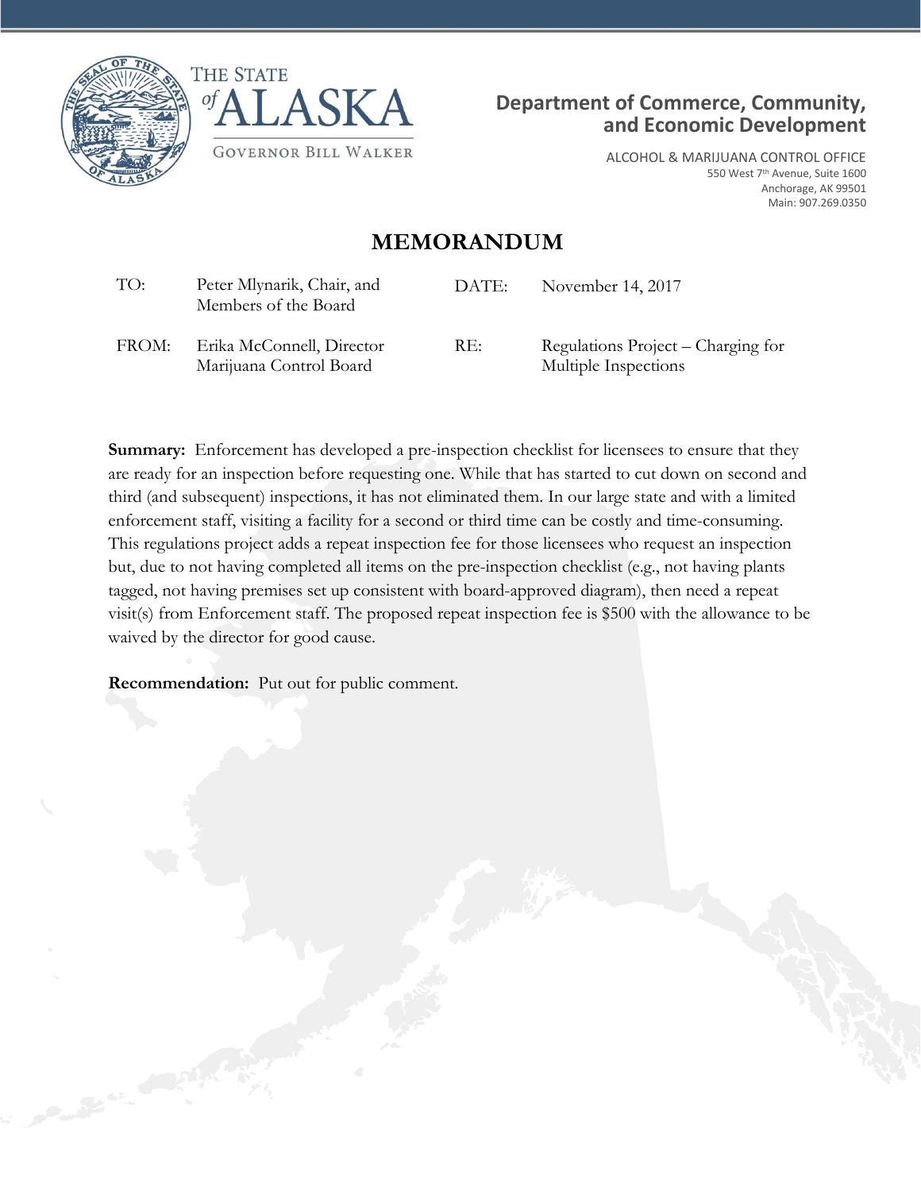THE STATE of ALASKA

GOVERNOR BILL WALKER

**Department of Commerce, Community, and Economic Development**

ALCOHOL & MARIJUANA CONTROL OFFICE
550 West 7th Avenue, Suite 1600
Anchorage, AK 99501
Main: 907.269.0350

# MEMORANDUM

| | | | |
|---|---|---|---|
| TO: | Peter Mlynarik, Chair, and Members of the Board | DATE: | November 14, 2017 |
| FROM: | Erika McConnell, Director Marijuana Control Board | RE: | Regulations Project – Charging for Multiple Inspections |

**Summary:** Enforcement has developed a pre-inspection checklist for licensees to ensure that they are ready for an inspection before requesting one. While that has started to cut down on second and third (and subsequent) inspections, it has not eliminated them. In our large state and with a limited enforcement staff, visiting a facility for a second or third time can be costly and time-consuming. This regulations project adds a repeat inspection fee for those licensees who request an inspection but, due to not having completed all items on the pre-inspection checklist (e.g., not having plants tagged, not having premises set up consistent with board-approved diagram), then need a repeat visit(s) from Enforcement staff. The proposed repeat inspection fee is $500 with the allowance to be waived by the director for good cause.

**Recommendation:** Put out for public comment.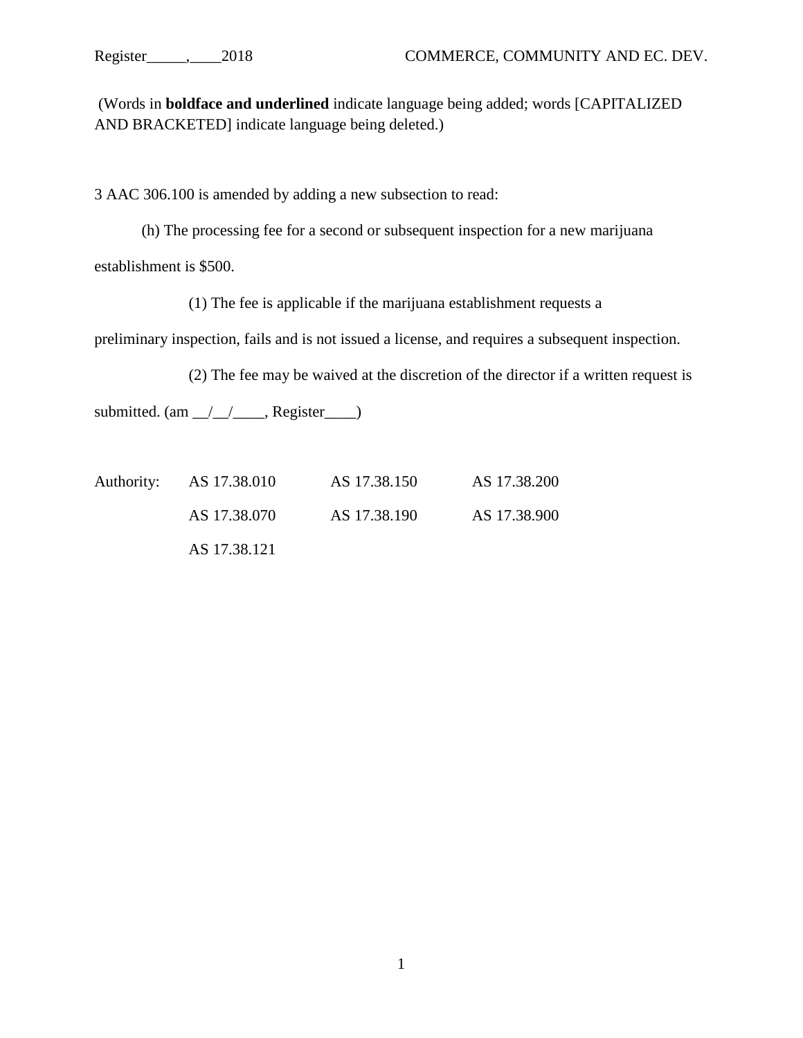(Words in **boldface and underlined** indicate language being added; words [CAPITALIZED AND BRACKETED] indicate language being deleted.)

3 AAC 306.100 is amended by adding a new subsection to read:

(h) The processing fee for a second or subsequent inspection for a new marijuana establishment is $500.

(1) The fee is applicable if the marijuana establishment requests a preliminary inspection, fails and is not issued a license, and requires a subsequent inspection.

(2) The fee may be waived at the discretion of the director if a written request is submitted. (am __/__/____, Register____)

| | | | |
|---|---|---|---|
| Authority: | AS 17.38.010 | AS 17.38.150 | AS 17.38.200 |
| | AS 17.38.070 | AS 17.38.190 | AS 17.38.900 |
| | AS 17.38.121 | | |